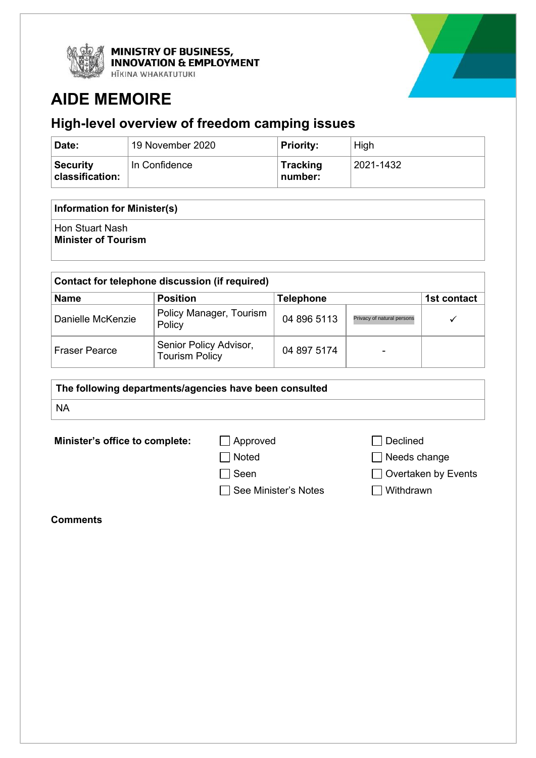MINISTRY OF BUSINESS, INNOVATION & EMPLOYMENT
HĪKINA WHAKATUTUKI

# AIDE MEMOIRE

## High-level overview of freedom camping issues

| **Date:** | 19 November 2020 | **Priority:** | High |
|---|---|---|---|
| **Security classification:** | In Confidence | **Tracking number:** | 2021-1432 |

| **Information for Minister(s)** |
|---|
| Hon Stuart Nash<br>**Minister of Tourism** |

| **Contact for telephone discussion (if required)** | | | | |
|---|---|---|---|---|
| **Name** | **Position** | **Telephone** | | **1st contact** |
| Danielle McKenzie | Policy Manager, Tourism Policy | 04 896 5113 | Privacy of natural persons | ✓ |
| Fraser Pearce | Senior Policy Advisor, Tourism Policy | 04 897 5174 | - | |

| **The following departments/agencies have been consulted** |
|---|
| NA |

**Minister's office to complete:**

- ☐ Approved
- ☐ Noted
- ☐ Seen
- ☐ See Minister's Notes
- ☐ Declined
- ☐ Needs change
- ☐ Overtaken by Events
- ☐ Withdrawn

**Comments**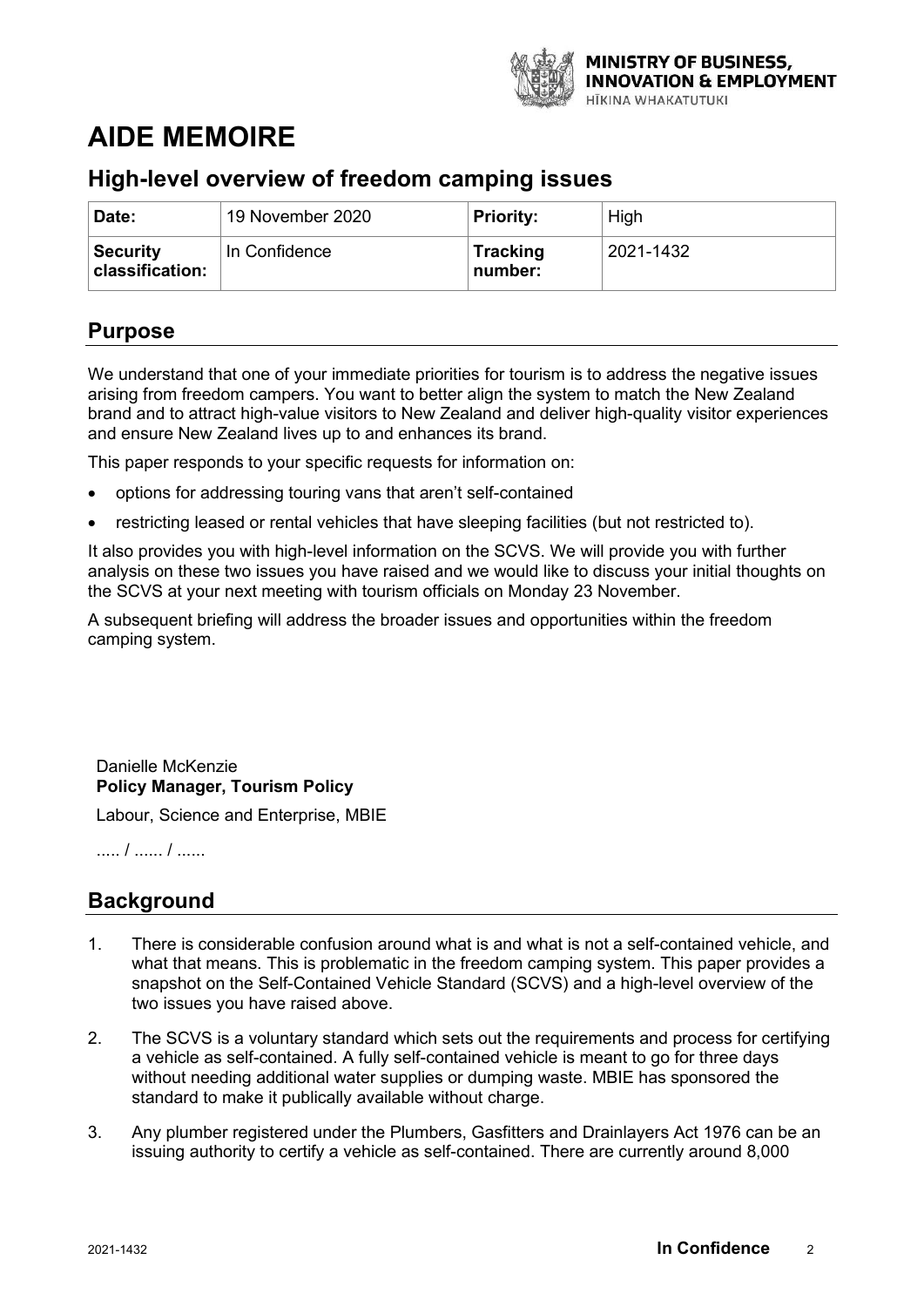# AIDE MEMOIRE

## High-level overview of freedom camping issues

| Date: | 19 November 2020 | Priority: | High |
|---|---|---|---|
| Security classification: | In Confidence | Tracking number: | 2021-1432 |

## Purpose

We understand that one of your immediate priorities for tourism is to address the negative issues arising from freedom campers. You want to better align the system to match the New Zealand brand and to attract high-value visitors to New Zealand and deliver high-quality visitor experiences and ensure New Zealand lives up to and enhances its brand.

This paper responds to your specific requests for information on:

- options for addressing touring vans that aren't self-contained
- restricting leased or rental vehicles that have sleeping facilities (but not restricted to).

It also provides you with high-level information on the SCVS. We will provide you with further analysis on these two issues you have raised and we would like to discuss your initial thoughts on the SCVS at your next meeting with tourism officials on Monday 23 November.

A subsequent briefing will address the broader issues and opportunities within the freedom camping system.

Danielle McKenzie
**Policy Manager, Tourism Policy**

Labour, Science and Enterprise, MBIE

..... / ...... / ......

## Background

1. There is considerable confusion around what is and what is not a self-contained vehicle, and what that means. This is problematic in the freedom camping system. This paper provides a snapshot on the Self-Contained Vehicle Standard (SCVS) and a high-level overview of the two issues you have raised above.

2. The SCVS is a voluntary standard which sets out the requirements and process for certifying a vehicle as self-contained. A fully self-contained vehicle is meant to go for three days without needing additional water supplies or dumping waste. MBIE has sponsored the standard to make it publically available without charge.

3. Any plumber registered under the Plumbers, Gasfitters and Drainlayers Act 1976 can be an issuing authority to certify a vehicle as self-contained. There are currently around 8,000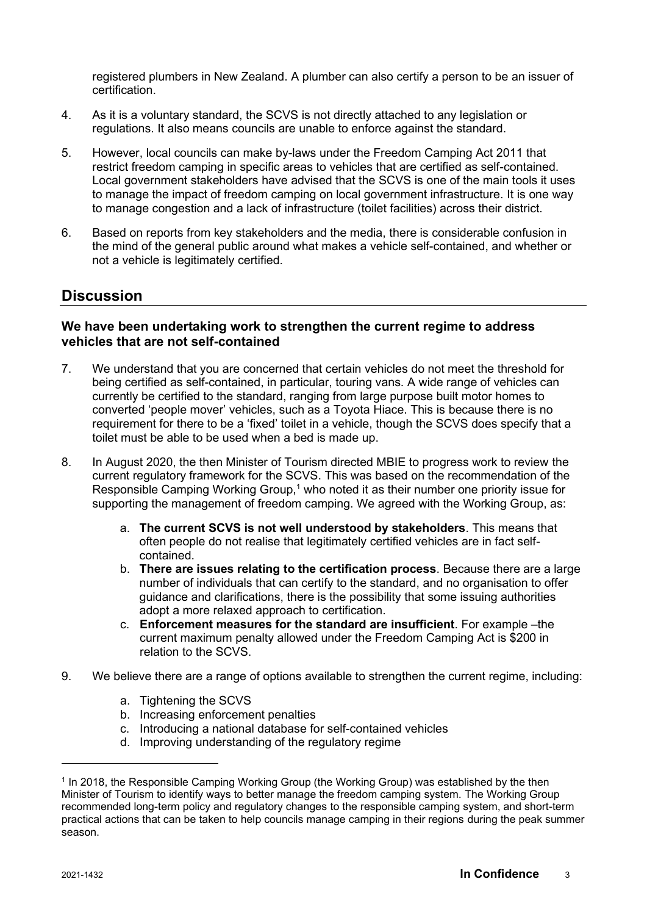registered plumbers in New Zealand. A plumber can also certify a person to be an issuer of certification.

4. As it is a voluntary standard, the SCVS is not directly attached to any legislation or regulations. It also means councils are unable to enforce against the standard.

5. However, local councils can make by-laws under the Freedom Camping Act 2011 that restrict freedom camping in specific areas to vehicles that are certified as self-contained. Local government stakeholders have advised that the SCVS is one of the main tools it uses to manage the impact of freedom camping on local government infrastructure. It is one way to manage congestion and a lack of infrastructure (toilet facilities) across their district.

6. Based on reports from key stakeholders and the media, there is considerable confusion in the mind of the general public around what makes a vehicle self-contained, and whether or not a vehicle is legitimately certified.

## Discussion

### We have been undertaking work to strengthen the current regime to address vehicles that are not self-contained

7. We understand that you are concerned that certain vehicles do not meet the threshold for being certified as self-contained, in particular, touring vans. A wide range of vehicles can currently be certified to the standard, ranging from large purpose built motor homes to converted 'people mover' vehicles, such as a Toyota Hiace. This is because there is no requirement for there to be a 'fixed' toilet in a vehicle, though the SCVS does specify that a toilet must be able to be used when a bed is made up.

8. In August 2020, the then Minister of Tourism directed MBIE to progress work to review the current regulatory framework for the SCVS. This was based on the recommendation of the Responsible Camping Working Group,[1] who noted it as their number one priority issue for supporting the management of freedom camping. We agreed with the Working Group, as:

   a. **The current SCVS is not well understood by stakeholders**. This means that often people do not realise that legitimately certified vehicles are in fact self-contained.
   b. **There are issues relating to the certification process**. Because there are a large number of individuals that can certify to the standard, and no organisation to offer guidance and clarifications, there is the possibility that some issuing authorities adopt a more relaxed approach to certification.
   c. **Enforcement measures for the standard are insufficient**. For example –the current maximum penalty allowed under the Freedom Camping Act is $200 in relation to the SCVS.

9. We believe there are a range of options available to strengthen the current regime, including:

   a. Tightening the SCVS
   b. Increasing enforcement penalties
   c. Introducing a national database for self-contained vehicles
   d. Improving understanding of the regulatory regime

[1] In 2018, the Responsible Camping Working Group (the Working Group) was established by the then Minister of Tourism to identify ways to better manage the freedom camping system. The Working Group recommended long-term policy and regulatory changes to the responsible camping system, and short-term practical actions that can be taken to help councils manage camping in their regions during the peak summer season.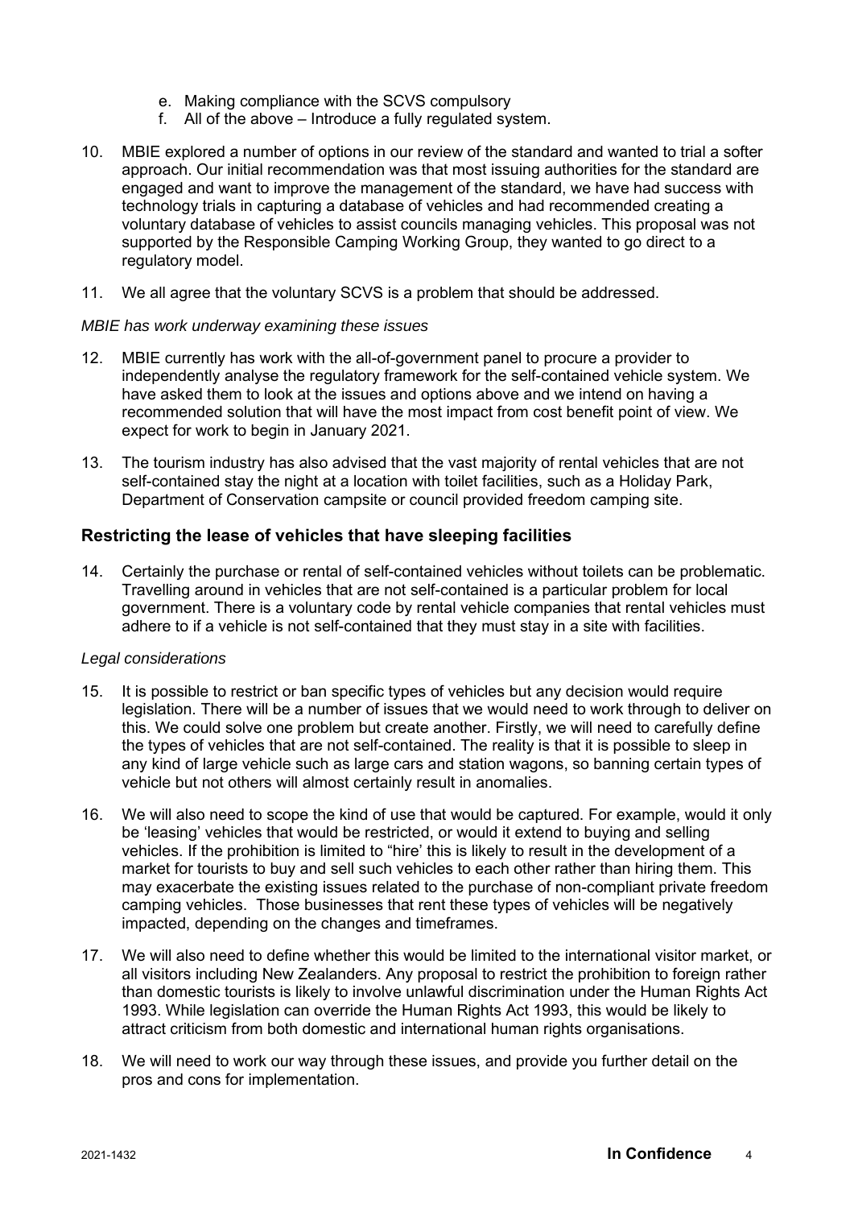e. Making compliance with the SCVS compulsory
f. All of the above – Introduce a fully regulated system.

10. MBIE explored a number of options in our review of the standard and wanted to trial a softer approach. Our initial recommendation was that most issuing authorities for the standard are engaged and want to improve the management of the standard, we have had success with technology trials in capturing a database of vehicles and had recommended creating a voluntary database of vehicles to assist councils managing vehicles. This proposal was not supported by the Responsible Camping Working Group, they wanted to go direct to a regulatory model.

11. We all agree that the voluntary SCVS is a problem that should be addressed.

*MBIE has work underway examining these issues*

12. MBIE currently has work with the all-of-government panel to procure a provider to independently analyse the regulatory framework for the self-contained vehicle system. We have asked them to look at the issues and options above and we intend on having a recommended solution that will have the most impact from cost benefit point of view. We expect for work to begin in January 2021.

13. The tourism industry has also advised that the vast majority of rental vehicles that are not self-contained stay the night at a location with toilet facilities, such as a Holiday Park, Department of Conservation campsite or council provided freedom camping site.

## Restricting the lease of vehicles that have sleeping facilities

14. Certainly the purchase or rental of self-contained vehicles without toilets can be problematic. Travelling around in vehicles that are not self-contained is a particular problem for local government. There is a voluntary code by rental vehicle companies that rental vehicles must adhere to if a vehicle is not self-contained that they must stay in a site with facilities.

*Legal considerations*

15. It is possible to restrict or ban specific types of vehicles but any decision would require legislation. There will be a number of issues that we would need to work through to deliver on this. We could solve one problem but create another. Firstly, we will need to carefully define the types of vehicles that are not self-contained. The reality is that it is possible to sleep in any kind of large vehicle such as large cars and station wagons, so banning certain types of vehicle but not others will almost certainly result in anomalies.

16. We will also need to scope the kind of use that would be captured. For example, would it only be 'leasing' vehicles that would be restricted, or would it extend to buying and selling vehicles. If the prohibition is limited to "hire" this is likely to result in the development of a market for tourists to buy and sell such vehicles to each other rather than hiring them. This may exacerbate the existing issues related to the purchase of non-compliant private freedom camping vehicles. Those businesses that rent these types of vehicles will be negatively impacted, depending on the changes and timeframes.

17. We will also need to define whether this would be limited to the international visitor market, or all visitors including New Zealanders. Any proposal to restrict the prohibition to foreign rather than domestic tourists is likely to involve unlawful discrimination under the Human Rights Act 1993. While legislation can override the Human Rights Act 1993, this would be likely to attract criticism from both domestic and international human rights organisations.

18. We will need to work our way through these issues, and provide you further detail on the pros and cons for implementation.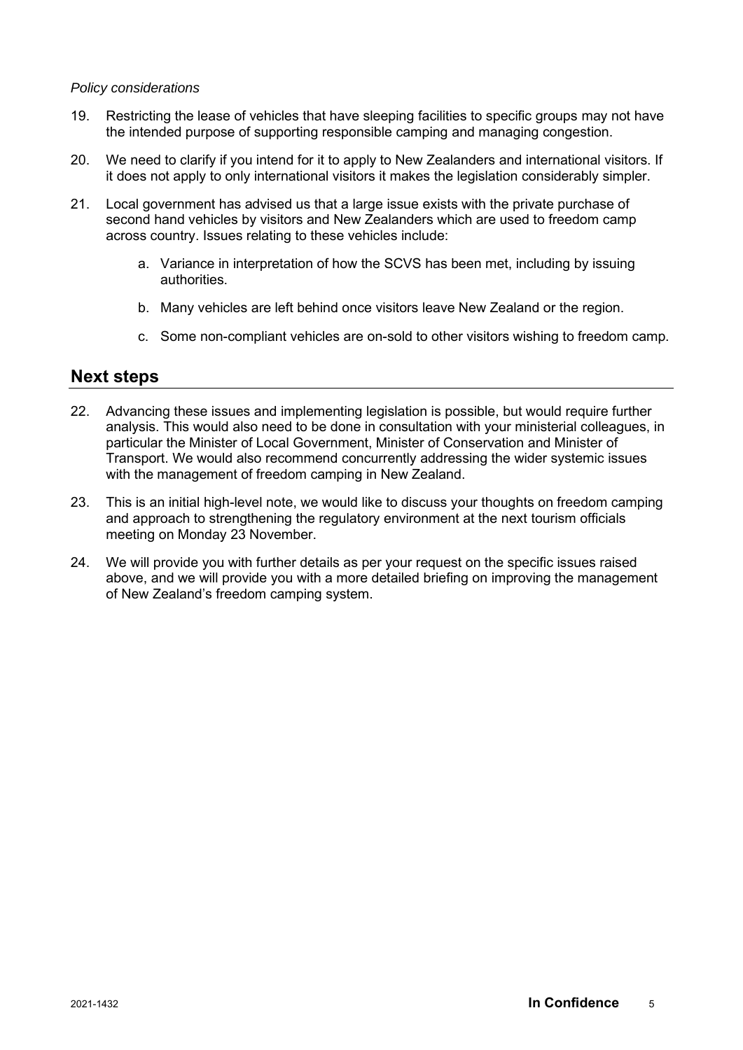*Policy considerations*

19. Restricting the lease of vehicles that have sleeping facilities to specific groups may not have the intended purpose of supporting responsible camping and managing congestion.

20. We need to clarify if you intend for it to apply to New Zealanders and international visitors. If it does not apply to only international visitors it makes the legislation considerably simpler.

21. Local government has advised us that a large issue exists with the private purchase of second hand vehicles by visitors and New Zealanders which are used to freedom camp across country. Issues relating to these vehicles include:

    a. Variance in interpretation of how the SCVS has been met, including by issuing authorities.

    b. Many vehicles are left behind once visitors leave New Zealand or the region.

    c. Some non-compliant vehicles are on-sold to other visitors wishing to freedom camp.

## Next steps

22. Advancing these issues and implementing legislation is possible, but would require further analysis. This would also need to be done in consultation with your ministerial colleagues, in particular the Minister of Local Government, Minister of Conservation and Minister of Transport. We would also recommend concurrently addressing the wider systemic issues with the management of freedom camping in New Zealand.

23. This is an initial high-level note, we would like to discuss your thoughts on freedom camping and approach to strengthening the regulatory environment at the next tourism officials meeting on Monday 23 November.

24. We will provide you with further details as per your request on the specific issues raised above, and we will provide you with a more detailed briefing on improving the management of New Zealand's freedom camping system.